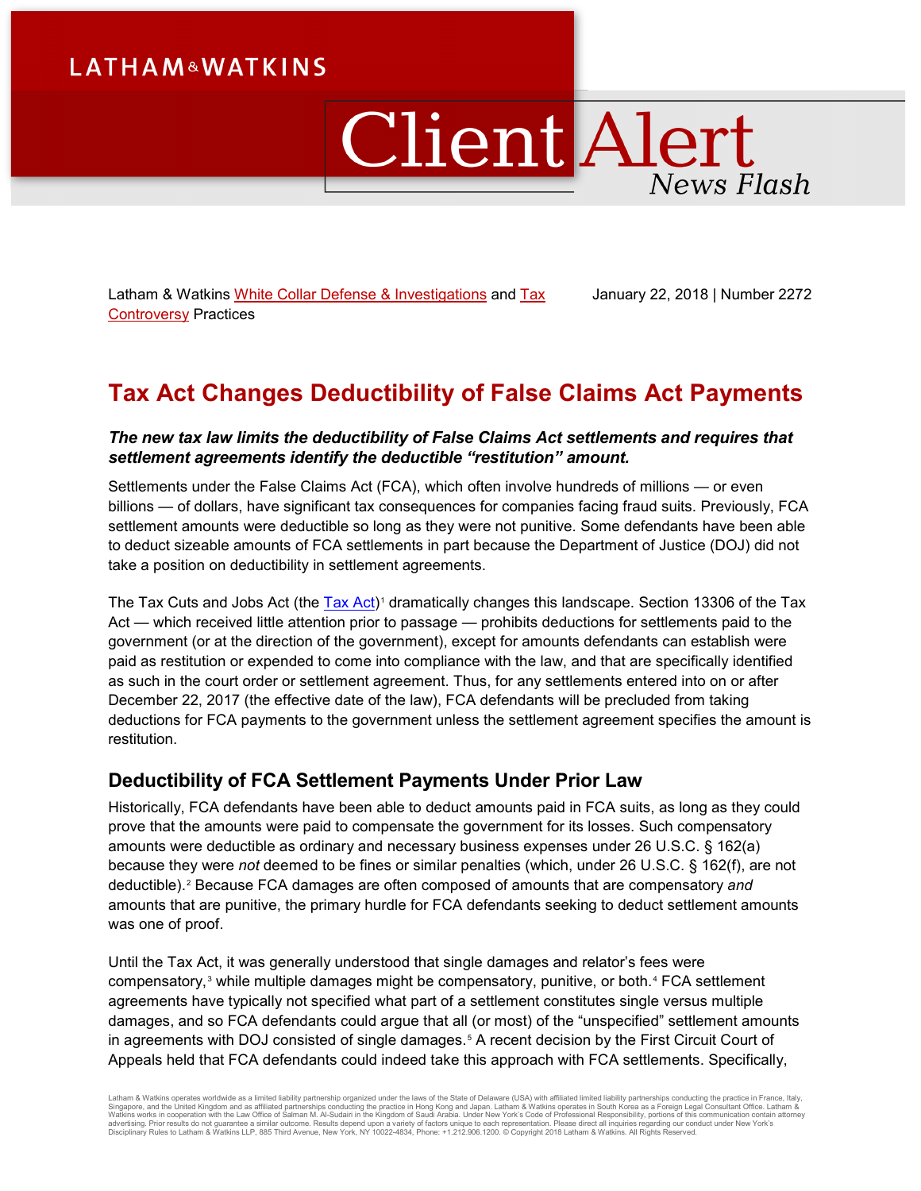LATHAM & WATKINS

# Client Alert

*News Flash*

Latham & Watkins White Collar Defense & Investigations and Tax Controversy Practices

January 22, 2018 | Number 2272

# Tax Act Changes Deductibility of False Claims Act Payments

***The new tax law limits the deductibility of False Claims Act settlements and requires that settlement agreements identify the deductible "restitution" amount.***

Settlements under the False Claims Act (FCA), which often involve hundreds of millions — or even billions — of dollars, have significant tax consequences for companies facing fraud suits. Previously, FCA settlement amounts were deductible so long as they were not punitive. Some defendants have been able to deduct sizeable amounts of FCA settlements in part because the Department of Justice (DOJ) did not take a position on deductibility in settlement agreements.

The Tax Cuts and Jobs Act (the Tax Act)[1] dramatically changes this landscape. Section 13306 of the Tax Act — which received little attention prior to passage — prohibits deductions for settlements paid to the government (or at the direction of the government), except for amounts defendants can establish were paid as restitution or expended to come into compliance with the law, and that are specifically identified as such in the court order or settlement agreement. Thus, for any settlements entered into on or after December 22, 2017 (the effective date of the law), FCA defendants will be precluded from taking deductions for FCA payments to the government unless the settlement agreement specifies the amount is restitution.

## Deductibility of FCA Settlement Payments Under Prior Law

Historically, FCA defendants have been able to deduct amounts paid in FCA suits, as long as they could prove that the amounts were paid to compensate the government for its losses. Such compensatory amounts were deductible as ordinary and necessary business expenses under 26 U.S.C. § 162(a) because they were *not* deemed to be fines or similar penalties (which, under 26 U.S.C. § 162(f), are not deductible).[2] Because FCA damages are often composed of amounts that are compensatory *and* amounts that are punitive, the primary hurdle for FCA defendants seeking to deduct settlement amounts was one of proof.

Until the Tax Act, it was generally understood that single damages and relator's fees were compensatory,[3] while multiple damages might be compensatory, punitive, or both.[4] FCA settlement agreements have typically not specified what part of a settlement constitutes single versus multiple damages, and so FCA defendants could argue that all (or most) of the "unspecified" settlement amounts in agreements with DOJ consisted of single damages.[5] A recent decision by the First Circuit Court of Appeals held that FCA defendants could indeed take this approach with FCA settlements. Specifically,

Latham & Watkins operates worldwide as a limited liability partnership organized under the laws of the State of Delaware (USA) with affiliated limited liability partnerships conducting the practice in France, Italy, Singapore, and the United Kingdom and as affiliated partnerships conducting the practice in Hong Kong and Japan. Latham & Watkins operates in South Korea as a Foreign Legal Consultant Office. Latham & Watkins works in cooperation with the Law Office of Salman M. Al-Sudairi in the Kingdom of Saudi Arabia. Under New York's Code of Professional Responsibility, portions of this communication contain attorney advertising. Prior results do not guarantee a similar outcome. Results depend upon a variety of factors unique to each representation. Please direct all inquiries regarding our conduct under New York's Disciplinary Rules to Latham & Watkins LLP, 885 Third Avenue, New York, NY 10022-4834, Phone: +1.212.906.1200. © Copyright 2018 Latham & Watkins. All Rights Reserved.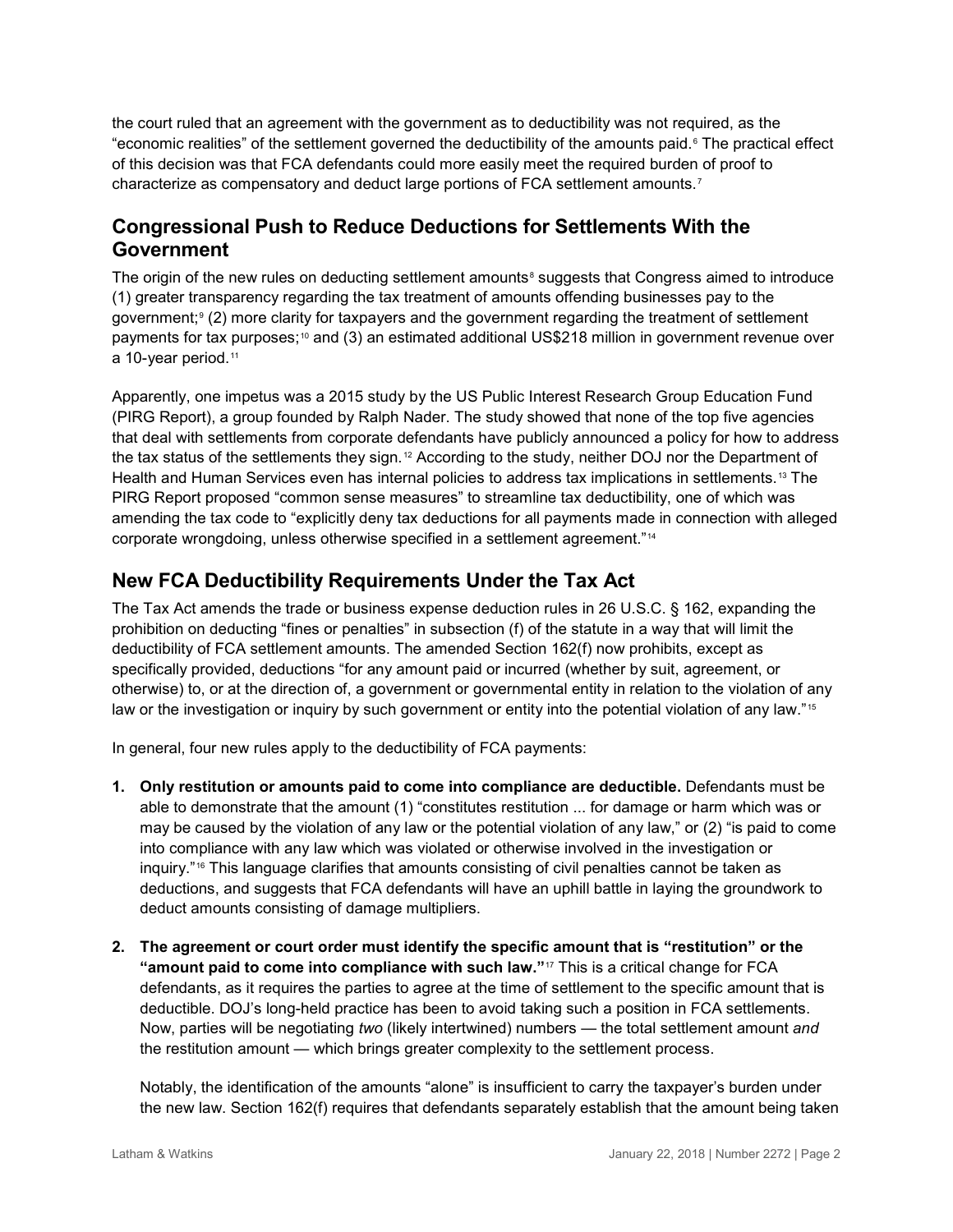the court ruled that an agreement with the government as to deductibility was not required, as the "economic realities" of the settlement governed the deductibility of the amounts paid.[6] The practical effect of this decision was that FCA defendants could more easily meet the required burden of proof to characterize as compensatory and deduct large portions of FCA settlement amounts.[7]

## Congressional Push to Reduce Deductions for Settlements With the Government

The origin of the new rules on deducting settlement amounts[8] suggests that Congress aimed to introduce (1) greater transparency regarding the tax treatment of amounts offending businesses pay to the government;[9] (2) more clarity for taxpayers and the government regarding the treatment of settlement payments for tax purposes;[10] and (3) an estimated additional US$218 million in government revenue over a 10-year period.[11]

Apparently, one impetus was a 2015 study by the US Public Interest Research Group Education Fund (PIRG Report), a group founded by Ralph Nader. The study showed that none of the top five agencies that deal with settlements from corporate defendants have publicly announced a policy for how to address the tax status of the settlements they sign.[12] According to the study, neither DOJ nor the Department of Health and Human Services even has internal policies to address tax implications in settlements.[13] The PIRG Report proposed "common sense measures" to streamline tax deductibility, one of which was amending the tax code to "explicitly deny tax deductions for all payments made in connection with alleged corporate wrongdoing, unless otherwise specified in a settlement agreement."[14]

## New FCA Deductibility Requirements Under the Tax Act

The Tax Act amends the trade or business expense deduction rules in 26 U.S.C. § 162, expanding the prohibition on deducting "fines or penalties" in subsection (f) of the statute in a way that will limit the deductibility of FCA settlement amounts. The amended Section 162(f) now prohibits, except as specifically provided, deductions "for any amount paid or incurred (whether by suit, agreement, or otherwise) to, or at the direction of, a government or governmental entity in relation to the violation of any law or the investigation or inquiry by such government or entity into the potential violation of any law."[15]

In general, four new rules apply to the deductibility of FCA payments:

1. **Only restitution or amounts paid to come into compliance are deductible.** Defendants must be able to demonstrate that the amount (1) "constitutes restitution ... for damage or harm which was or may be caused by the violation of any law or the potential violation of any law," or (2) "is paid to come into compliance with any law which was violated or otherwise involved in the investigation or inquiry."[16] This language clarifies that amounts consisting of civil penalties cannot be taken as deductions, and suggests that FCA defendants will have an uphill battle in laying the groundwork to deduct amounts consisting of damage multipliers.

2. **The agreement or court order must identify the specific amount that is "restitution" or the "amount paid to come into compliance with such law."**[17] This is a critical change for FCA defendants, as it requires the parties to agree at the time of settlement to the specific amount that is deductible. DOJ's long-held practice has been to avoid taking such a position in FCA settlements. Now, parties will be negotiating *two* (likely intertwined) numbers — the total settlement amount *and* the restitution amount — which brings greater complexity to the settlement process.

   Notably, the identification of the amounts "alone" is insufficient to carry the taxpayer's burden under the new law. Section 162(f) requires that defendants separately establish that the amount being taken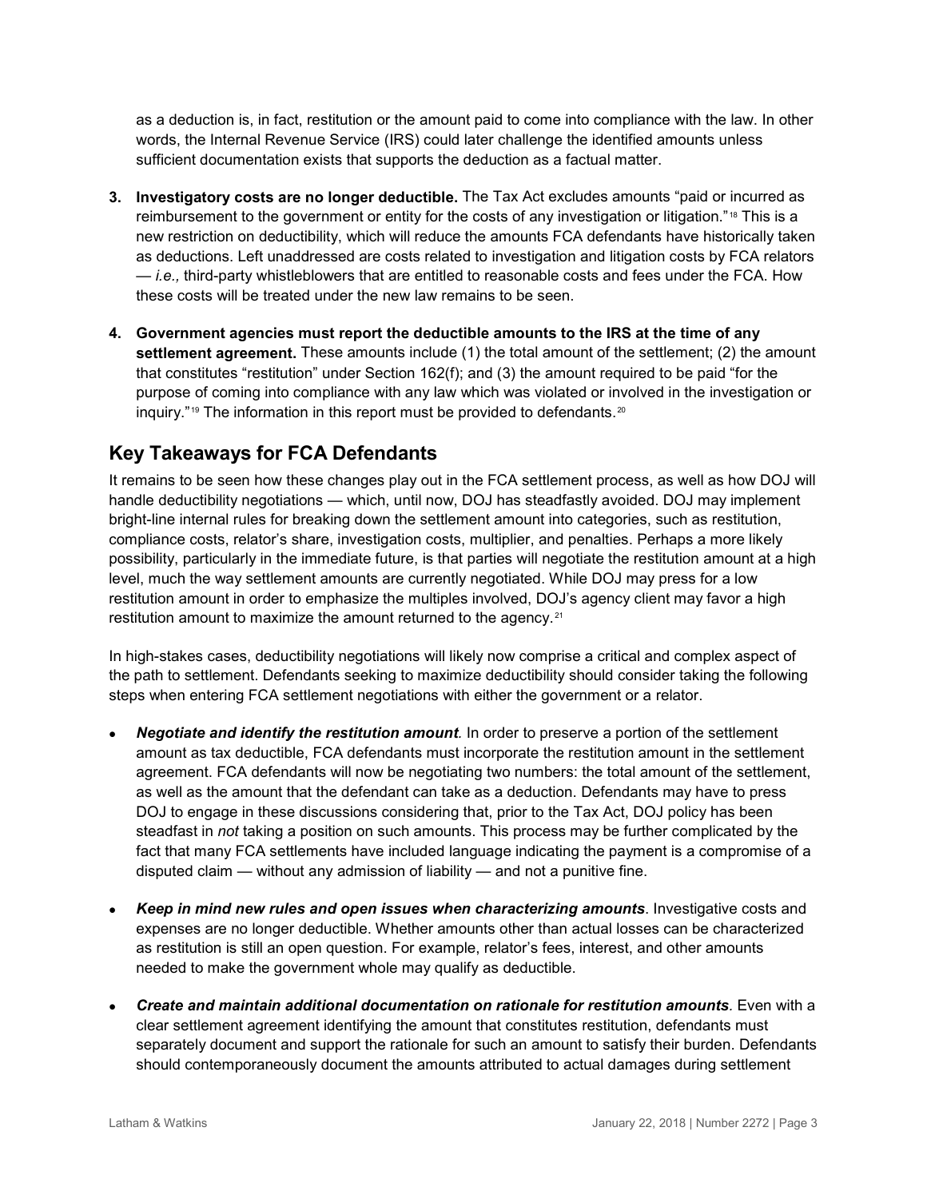as a deduction is, in fact, restitution or the amount paid to come into compliance with the law. In other words, the Internal Revenue Service (IRS) could later challenge the identified amounts unless sufficient documentation exists that supports the deduction as a factual matter.

3. **Investigatory costs are no longer deductible.** The Tax Act excludes amounts "paid or incurred as reimbursement to the government or entity for the costs of any investigation or litigation."[18] This is a new restriction on deductibility, which will reduce the amounts FCA defendants have historically taken as deductions. Left unaddressed are costs related to investigation and litigation costs by FCA relators — *i.e.,* third-party whistleblowers that are entitled to reasonable costs and fees under the FCA. How these costs will be treated under the new law remains to be seen.

4. **Government agencies must report the deductible amounts to the IRS at the time of any settlement agreement.** These amounts include (1) the total amount of the settlement; (2) the amount that constitutes "restitution" under Section 162(f); and (3) the amount required to be paid "for the purpose of coming into compliance with any law which was violated or involved in the investigation or inquiry."[19] The information in this report must be provided to defendants.[20]

## Key Takeaways for FCA Defendants

It remains to be seen how these changes play out in the FCA settlement process, as well as how DOJ will handle deductibility negotiations — which, until now, DOJ has steadfastly avoided. DOJ may implement bright-line internal rules for breaking down the settlement amount into categories, such as restitution, compliance costs, relator's share, investigation costs, multiplier, and penalties. Perhaps a more likely possibility, particularly in the immediate future, is that parties will negotiate the restitution amount at a high level, much the way settlement amounts are currently negotiated. While DOJ may press for a low restitution amount in order to emphasize the multiples involved, DOJ's agency client may favor a high restitution amount to maximize the amount returned to the agency.[21]

In high-stakes cases, deductibility negotiations will likely now comprise a critical and complex aspect of the path to settlement. Defendants seeking to maximize deductibility should consider taking the following steps when entering FCA settlement negotiations with either the government or a relator.

- ***Negotiate and identify the restitution amount*.** In order to preserve a portion of the settlement amount as tax deductible, FCA defendants must incorporate the restitution amount in the settlement agreement. FCA defendants will now be negotiating two numbers: the total amount of the settlement, as well as the amount that the defendant can take as a deduction. Defendants may have to press DOJ to engage in these discussions considering that, prior to the Tax Act, DOJ policy has been steadfast in *not* taking a position on such amounts. This process may be further complicated by the fact that many FCA settlements have included language indicating the payment is a compromise of a disputed claim — without any admission of liability — and not a punitive fine.

- ***Keep in mind new rules and open issues when characterizing amounts***. Investigative costs and expenses are no longer deductible. Whether amounts other than actual losses can be characterized as restitution is still an open question. For example, relator's fees, interest, and other amounts needed to make the government whole may qualify as deductible.

- ***Create and maintain additional documentation on rationale for restitution amounts*.** Even with a clear settlement agreement identifying the amount that constitutes restitution, defendants must separately document and support the rationale for such an amount to satisfy their burden. Defendants should contemporaneously document the amounts attributed to actual damages during settlement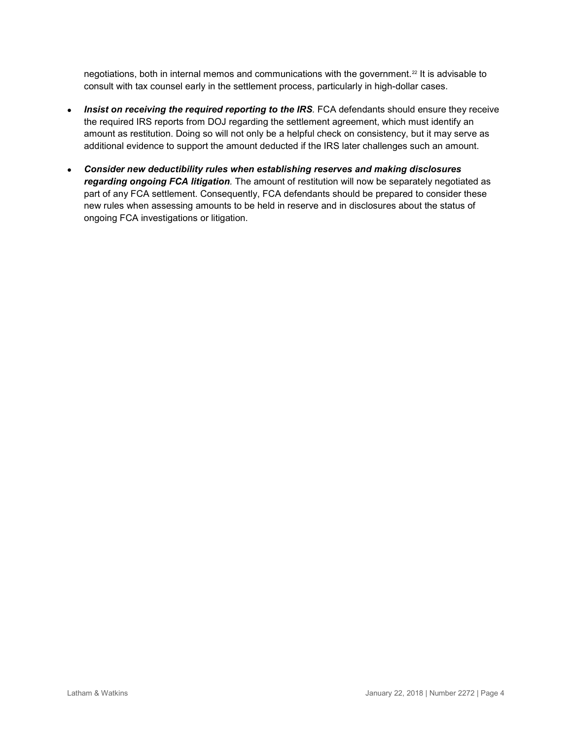negotiations, both in internal memos and communications with the government.[22] It is advisable to consult with tax counsel early in the settlement process, particularly in high-dollar cases.

- ***Insist on receiving the required reporting to the IRS*.** FCA defendants should ensure they receive the required IRS reports from DOJ regarding the settlement agreement, which must identify an amount as restitution. Doing so will not only be a helpful check on consistency, but it may serve as additional evidence to support the amount deducted if the IRS later challenges such an amount.
- ***Consider new deductibility rules when establishing reserves and making disclosures regarding ongoing FCA litigation*.** The amount of restitution will now be separately negotiated as part of any FCA settlement. Consequently, FCA defendants should be prepared to consider these new rules when assessing amounts to be held in reserve and in disclosures about the status of ongoing FCA investigations or litigation.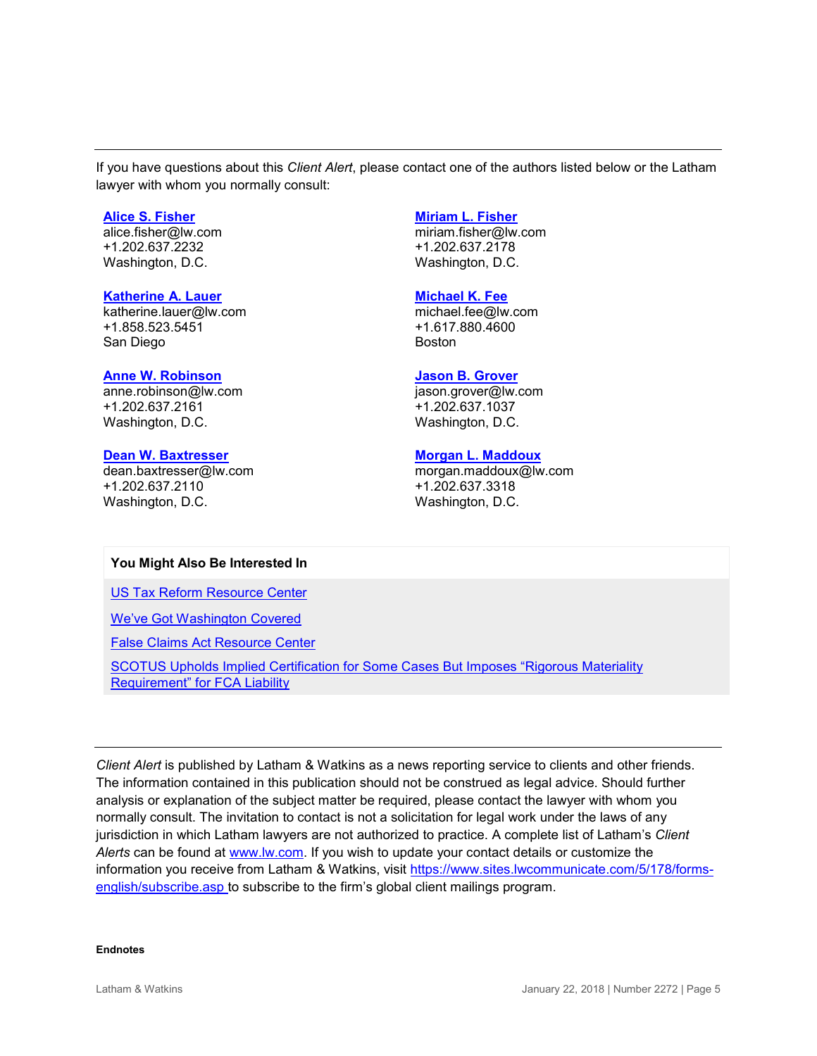If you have questions about this *Client Alert*, please contact one of the authors listed below or the Latham lawyer with whom you normally consult:

**Alice S. Fisher**
alice.fisher@lw.com
+1.202.637.2232
Washington, D.C.

**Miriam L. Fisher**
miriam.fisher@lw.com
+1.202.637.2178
Washington, D.C.

**Katherine A. Lauer**
katherine.lauer@lw.com
+1.858.523.5451
San Diego

**Michael K. Fee**
michael.fee@lw.com
+1.617.880.4600
Boston

**Anne W. Robinson**
anne.robinson@lw.com
+1.202.637.2161
Washington, D.C.

**Jason B. Grover**
jason.grover@lw.com
+1.202.637.1037
Washington, D.C.

**Dean W. Baxtresser**
dean.baxtresser@lw.com
+1.202.637.2110
Washington, D.C.

**Morgan L. Maddoux**
morgan.maddoux@lw.com
+1.202.637.3318
Washington, D.C.

**You Might Also Be Interested In**

US Tax Reform Resource Center

We've Got Washington Covered

False Claims Act Resource Center

SCOTUS Upholds Implied Certification for Some Cases But Imposes "Rigorous Materiality Requirement" for FCA Liability

---

*Client Alert* is published by Latham & Watkins as a news reporting service to clients and other friends. The information contained in this publication should not be construed as legal advice. Should further analysis or explanation of the subject matter be required, please contact the lawyer with whom you normally consult. The invitation to contact is not a solicitation for legal work under the laws of any jurisdiction in which Latham lawyers are not authorized to practice. A complete list of Latham's *Client Alerts* can be found at www.lw.com. If you wish to update your contact details or customize the information you receive from Latham & Watkins, visit https://www.sites.lwcommunicate.com/5/178/forms-english/subscribe.asp to subscribe to the firm's global client mailings program.

**Endnotes**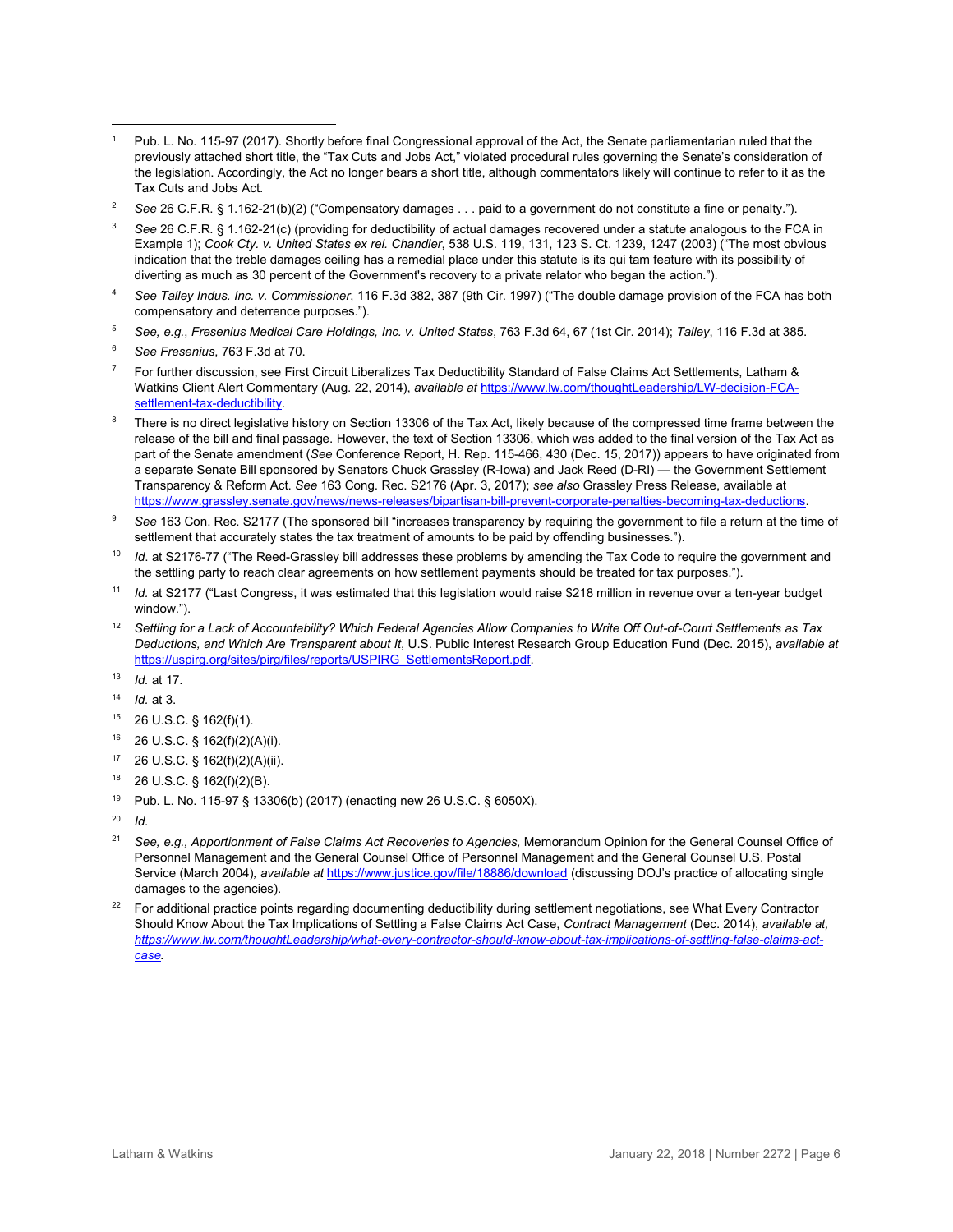1. Pub. L. No. 115-97 (2017). Shortly before final Congressional approval of the Act, the Senate parliamentarian ruled that the previously attached short title, the "Tax Cuts and Jobs Act," violated procedural rules governing the Senate's consideration of the legislation. Accordingly, the Act no longer bears a short title, although commentators likely will continue to refer to it as the Tax Cuts and Jobs Act.

2. *See* 26 C.F.R. § 1.162-21(b)(2) ("Compensatory damages . . . paid to a government do not constitute a fine or penalty.").

3. *See* 26 C.F.R. § 1.162-21(c) (providing for deductibility of actual damages recovered under a statute analogous to the FCA in Example 1); *Cook Cty. v. United States ex rel. Chandler*, 538 U.S. 119, 131, 123 S. Ct. 1239, 1247 (2003) ("The most obvious indication that the treble damages ceiling has a remedial place under this statute is its qui tam feature with its possibility of diverting as much as 30 percent of the Government's recovery to a private relator who began the action.").

4. *See Talley Indus. Inc. v. Commissioner*, 116 F.3d 382, 387 (9th Cir. 1997) ("The double damage provision of the FCA has both compensatory and deterrence purposes.").

5. *See, e.g.*, *Fresenius Medical Care Holdings, Inc. v. United States*, 763 F.3d 64, 67 (1st Cir. 2014); *Talley*, 116 F.3d at 385.

6. *See Fresenius*, 763 F.3d at 70.

7. For further discussion, see First Circuit Liberalizes Tax Deductibility Standard of False Claims Act Settlements, Latham & Watkins Client Alert Commentary (Aug. 22, 2014), *available at* https://www.lw.com/thoughtLeadership/LW-decision-FCA-settlement-tax-deductibility.

8. There is no direct legislative history on Section 13306 of the Tax Act, likely because of the compressed time frame between the release of the bill and final passage. However, the text of Section 13306, which was added to the final version of the Tax Act as part of the Senate amendment (*See* Conference Report, H. Rep. 115-466, 430 (Dec. 15, 2017)) appears to have originated from a separate Senate Bill sponsored by Senators Chuck Grassley (R-Iowa) and Jack Reed (D-RI) — the Government Settlement Transparency & Reform Act. *See* 163 Cong. Rec. S2176 (Apr. 3, 2017); *see also* Grassley Press Release, available at https://www.grassley.senate.gov/news/news-releases/bipartisan-bill-prevent-corporate-penalties-becoming-tax-deductions.

9. *See* 163 Con. Rec. S2177 (The sponsored bill "increases transparency by requiring the government to file a return at the time of settlement that accurately states the tax treatment of amounts to be paid by offending businesses.").

10. *Id*. at S2176-77 ("The Reed-Grassley bill addresses these problems by amending the Tax Code to require the government and the settling party to reach clear agreements on how settlement payments should be treated for tax purposes.").

11. *Id.* at S2177 ("Last Congress, it was estimated that this legislation would raise $218 million in revenue over a ten-year budget window.").

12. *Settling for a Lack of Accountability? Which Federal Agencies Allow Companies to Write Off Out-of-Court Settlements as Tax Deductions, and Which Are Transparent about It*, U.S. Public Interest Research Group Education Fund (Dec. 2015), *available at* https://uspirg.org/sites/pirg/files/reports/USPIRG_SettlementsReport.pdf.

13. *Id.* at 17.

14. *Id.* at 3.

15. 26 U.S.C. § 162(f)(1).

16. 26 U.S.C. § 162(f)(2)(A)(i).

17. 26 U.S.C. § 162(f)(2)(A)(ii).

18. 26 U.S.C. § 162(f)(2)(B).

19. Pub. L. No. 115-97 § 13306(b) (2017) (enacting new 26 U.S.C. § 6050X).

20. *Id.*

21. *See, e.g., Apportionment of False Claims Act Recoveries to Agencies,* Memorandum Opinion for the General Counsel Office of Personnel Management and the General Counsel Office of Personnel Management and the General Counsel U.S. Postal Service (March 2004)*, available at* https://www.justice.gov/file/18886/download (discussing DOJ's practice of allocating single damages to the agencies).

22. For additional practice points regarding documenting deductibility during settlement negotiations, see What Every Contractor Should Know About the Tax Implications of Settling a False Claims Act Case, *Contract Management* (Dec. 2014), *available at, https://www.lw.com/thoughtLeadership/what-every-contractor-should-know-about-tax-implications-of-settling-false-claims-act-case.*